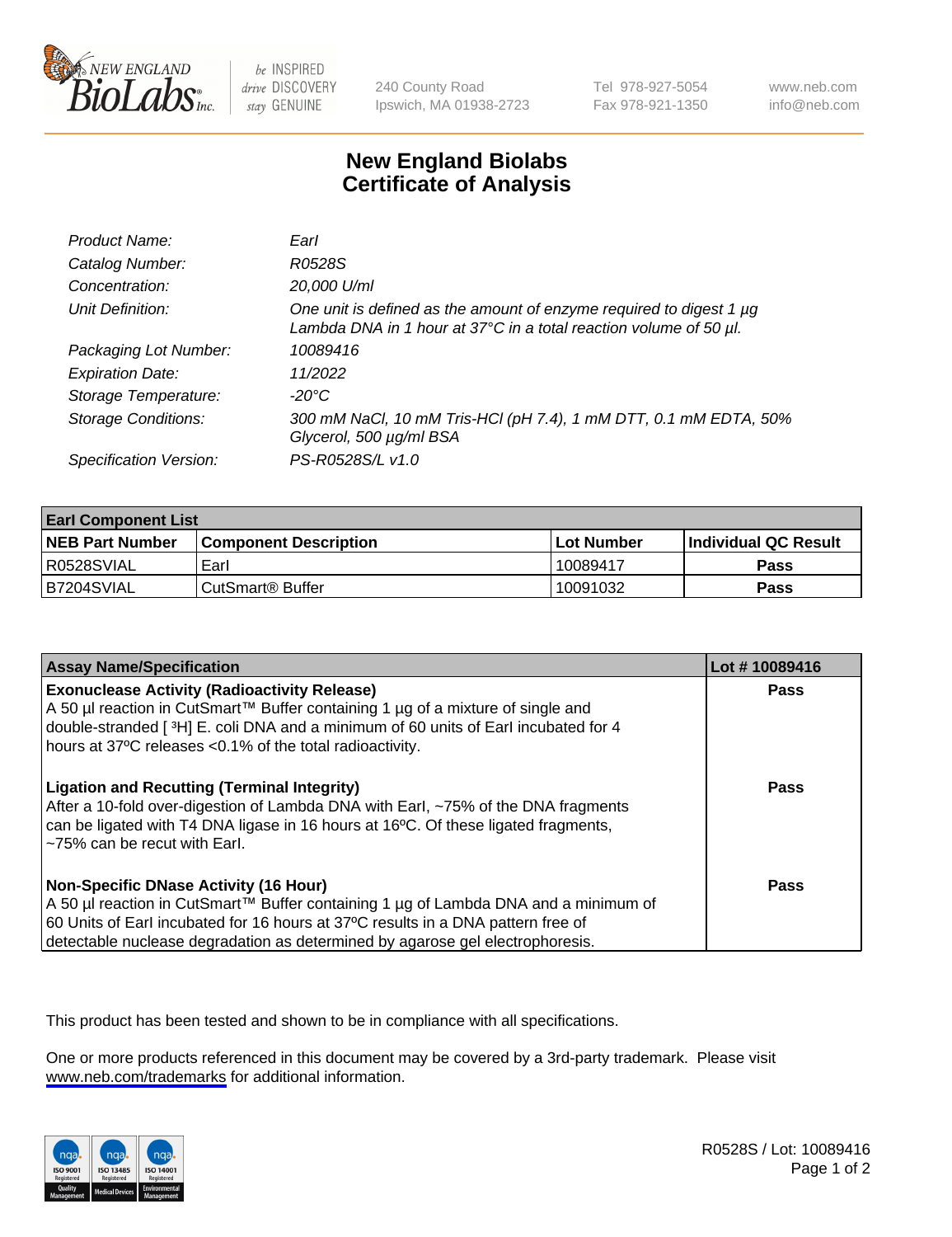# New England Biolabs Certificate of Analysis

| | |
|---|---|
| *Product Name:* | *EarI* |
| *Catalog Number:* | *R0528S* |
| *Concentration:* | *20,000 U/ml* |
| *Unit Definition:* | *One unit is defined as the amount of enzyme required to digest 1 µg Lambda DNA in 1 hour at 37°C in a total reaction volume of 50 µl.* |
| *Packaging Lot Number:* | *10089416* |
| *Expiration Date:* | *11/2022* |
| *Storage Temperature:* | *-20°C* |
| *Storage Conditions:* | *300 mM NaCl, 10 mM Tris-HCl (pH 7.4), 1 mM DTT, 0.1 mM EDTA, 50% Glycerol, 500 µg/ml BSA* |
| *Specification Version:* | *PS-R0528S/L v1.0* |

| **EarI Component List** | | | |
|---|---|---|---|
| **NEB Part Number** | **Component Description** | **Lot Number** | **Individual QC Result** |
| R0528SVIAL | EarI | 10089417 | **Pass** |
| B7204SVIAL | CutSmart® Buffer | 10091032 | **Pass** |

| **Assay Name/Specification** | **Lot # 10089416** |
|---|---|
| **Exonuclease Activity (Radioactivity Release)**<br>A 50 µl reaction in CutSmart™ Buffer containing 1 µg of a mixture of single and double-stranded [ $^3$H] E. coli DNA and a minimum of 60 units of EarI incubated for 4 hours at 37ºC releases <0.1% of the total radioactivity. | **Pass** |
| **Ligation and Recutting (Terminal Integrity)**<br>After a 10-fold over-digestion of Lambda DNA with EarI, ~75% of the DNA fragments can be ligated with T4 DNA ligase in 16 hours at 16ºC. Of these ligated fragments, ~75% can be recut with EarI. | **Pass** |
| **Non-Specific DNase Activity (16 Hour)**<br>A 50 µl reaction in CutSmart™ Buffer containing 1 µg of Lambda DNA and a minimum of 60 Units of EarI incubated for 16 hours at 37ºC results in a DNA pattern free of detectable nuclease degradation as determined by agarose gel electrophoresis. | **Pass** |

This product has been tested and shown to be in compliance with all specifications.

One or more products referenced in this document may be covered by a 3rd-party trademark. Please visit www.neb.com/trademarks for additional information.

R0528S / Lot: 10089416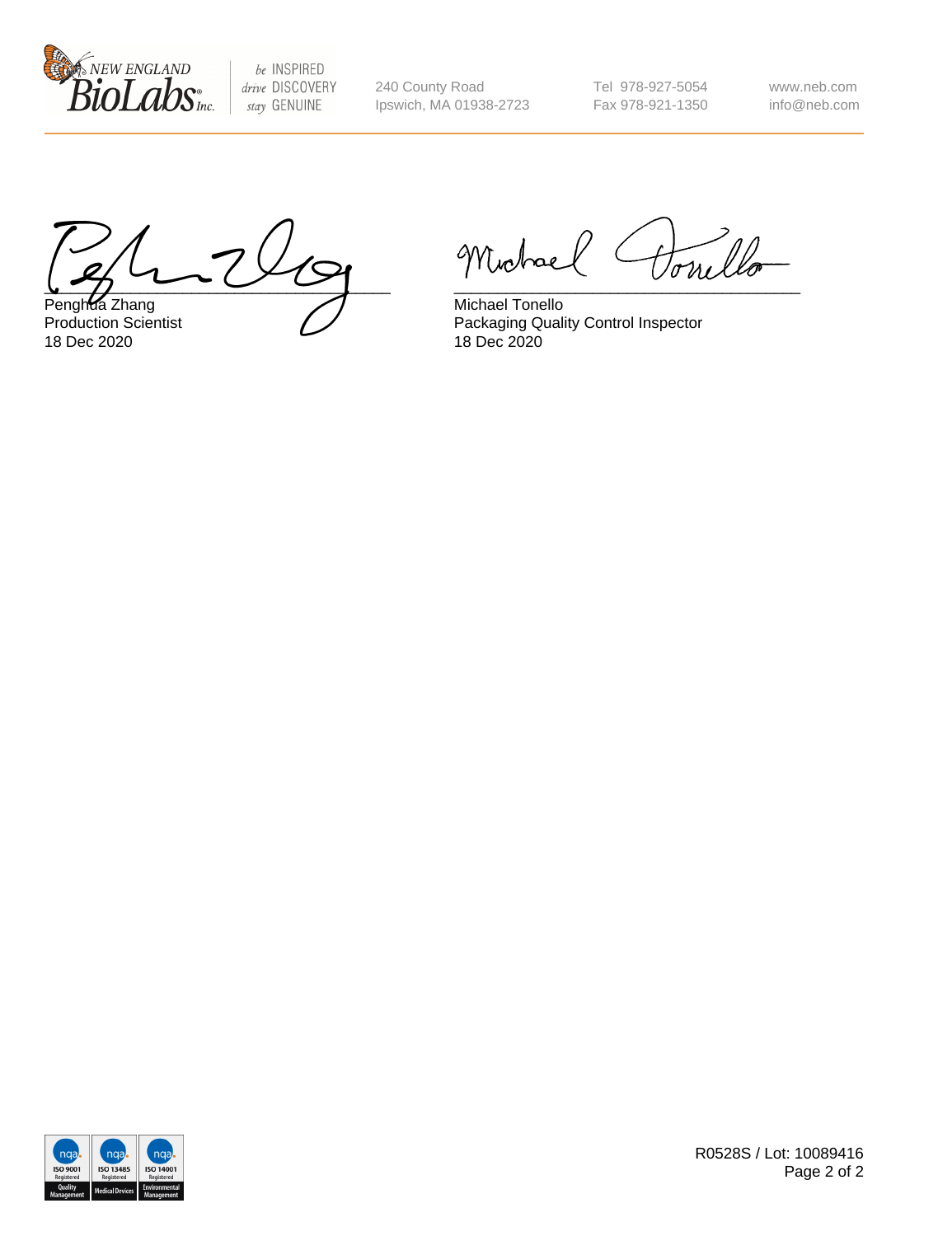Penghua Zhang
Production Scientist
18 Dec 2020

Michael Tonello
Packaging Quality Control Inspector
18 Dec 2020